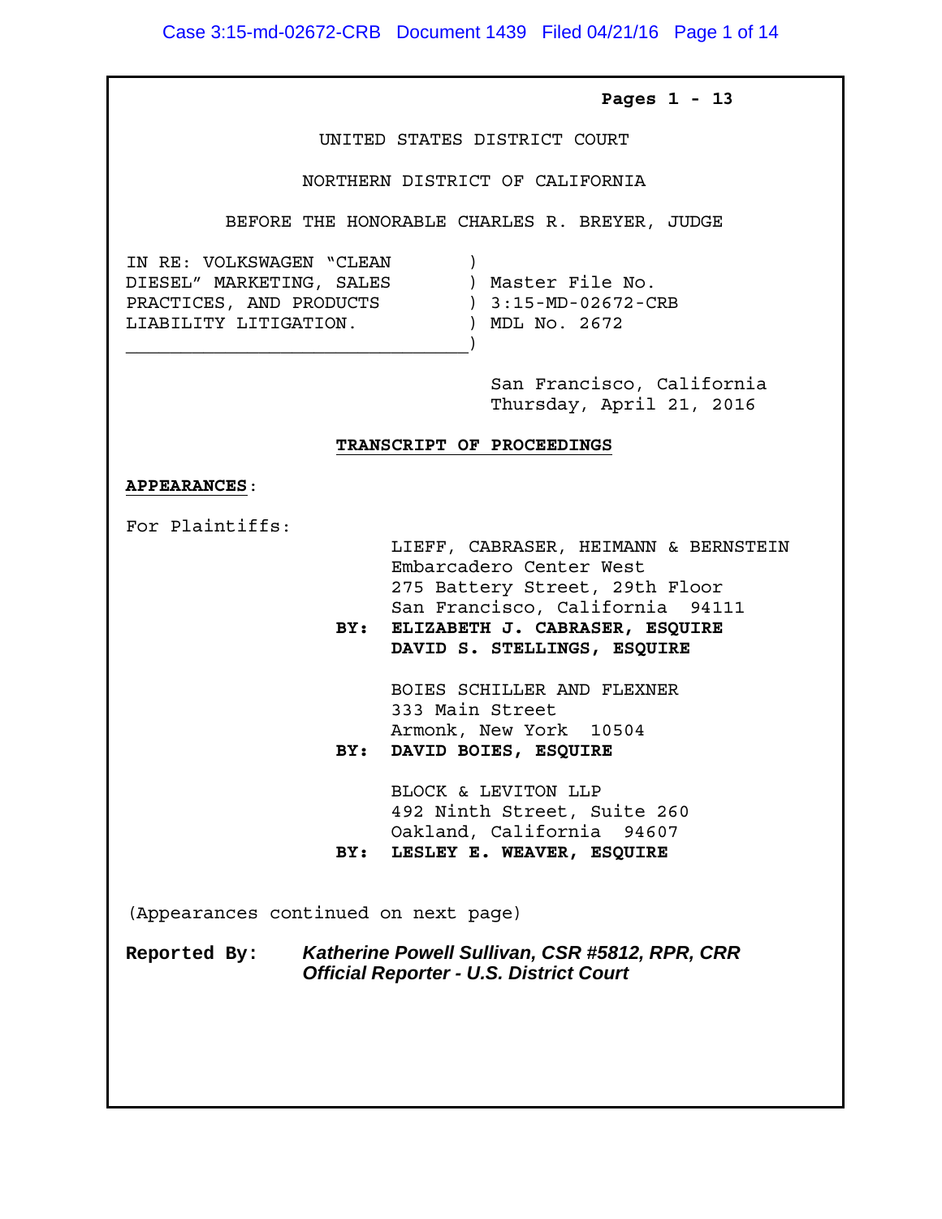**Pages 1 - 13**

UNITED STATES DISTRICT COURT

NORTHERN DISTRICT OF CALIFORNIA

BEFORE THE HONORABLE CHARLES R. BREYER, JUDGE

IN RE: VOLKSWAGEN "CLEAN DIESEL" MARKETING, SALES PRACTICES, AND PRODUCTS LIABILITY LITIGATION.

Master File No. 3:15-MD-02672-CRB
MDL No. 2672

San Francisco, California
Thursday, April 21, 2016

**TRANSCRIPT OF PROCEEDINGS**

**APPEARANCES:**

For Plaintiffs:

LIEFF, CABRASER, HEIMANN & BERNSTEIN
Embarcadero Center West
275 Battery Street, 29th Floor
San Francisco, California 94111
**BY: ELIZABETH J. CABRASER, ESQUIRE**
**DAVID S. STELLINGS, ESQUIRE**

BOIES SCHILLER AND FLEXNER
333 Main Street
Armonk, New York 10504
**BY: DAVID BOIES, ESQUIRE**

BLOCK & LEVITON LLP
492 Ninth Street, Suite 260
Oakland, California 94607
**BY: LESLEY E. WEAVER, ESQUIRE**

(Appearances continued on next page)

**Reported By:** ***Katherine Powell Sullivan, CSR #5812, RPR, CRR***
***Official Reporter - U.S. District Court***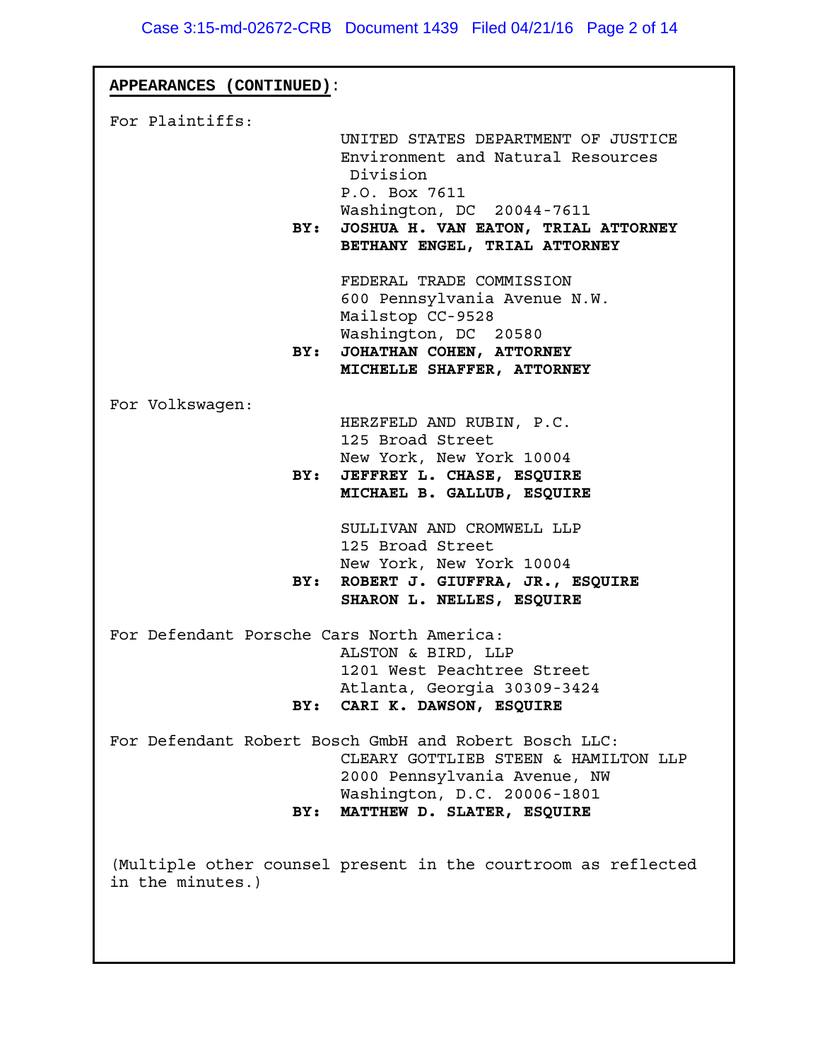**APPEARANCES (CONTINUED):**

For Plaintiffs:

UNITED STATES DEPARTMENT OF JUSTICE
Environment and Natural Resources Division
P.O. Box 7611
Washington, DC 20044-7611
**BY: JOSHUA H. VAN EATON, TRIAL ATTORNEY**
**BETHANY ENGEL, TRIAL ATTORNEY**

FEDERAL TRADE COMMISSION
600 Pennsylvania Avenue N.W.
Mailstop CC-9528
Washington, DC 20580
**BY: JOHATHAN COHEN, ATTORNEY**
**MICHELLE SHAFFER, ATTORNEY**

For Volkswagen:

HERZFELD AND RUBIN, P.C.
125 Broad Street
New York, New York 10004
**BY: JEFFREY L. CHASE, ESQUIRE**
**MICHAEL B. GALLUB, ESQUIRE**

SULLIVAN AND CROMWELL LLP
125 Broad Street
New York, New York 10004
**BY: ROBERT J. GIUFFRA, JR., ESQUIRE**
**SHARON L. NELLES, ESQUIRE**

For Defendant Porsche Cars North America:

ALSTON & BIRD, LLP
1201 West Peachtree Street
Atlanta, Georgia 30309-3424
**BY: CARI K. DAWSON, ESQUIRE**

For Defendant Robert Bosch GmbH and Robert Bosch LLC:

CLEARY GOTTLIEB STEEN & HAMILTON LLP
2000 Pennsylvania Avenue, NW
Washington, D.C. 20006-1801
**BY: MATTHEW D. SLATER, ESQUIRE**

(Multiple other counsel present in the courtroom as reflected in the minutes.)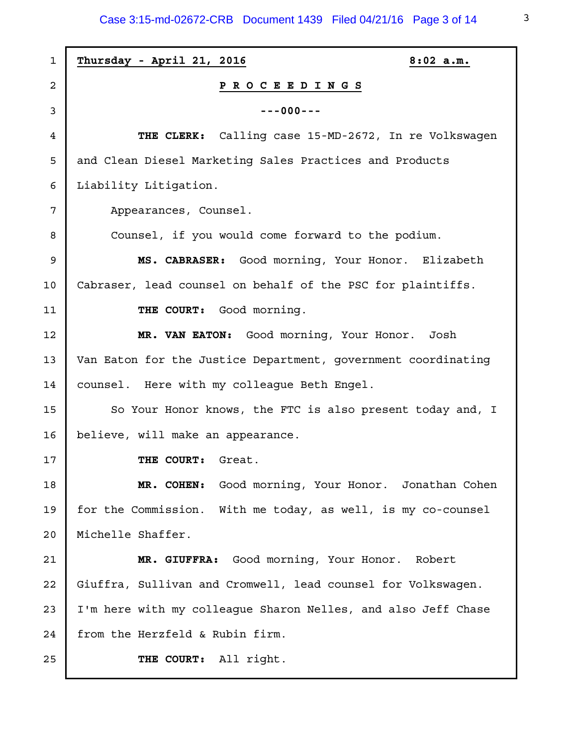**Thursday - April 21, 2016** **8:02 a.m.**

**P R O C E E D I N G S**

**---000---**

**THE CLERK:** Calling case 15-MD-2672, In re Volkswagen and Clean Diesel Marketing Sales Practices and Products Liability Litigation.

Appearances, Counsel.

Counsel, if you would come forward to the podium.

**MS. CABRASER:** Good morning, Your Honor. Elizabeth Cabraser, lead counsel on behalf of the PSC for plaintiffs.

**THE COURT:** Good morning.

**MR. VAN EATON:** Good morning, Your Honor. Josh Van Eaton for the Justice Department, government coordinating counsel. Here with my colleague Beth Engel.

So Your Honor knows, the FTC is also present today and, I believe, will make an appearance.

**THE COURT:** Great.

**MR. COHEN:** Good morning, Your Honor. Jonathan Cohen for the Commission. With me today, as well, is my co-counsel Michelle Shaffer.

**MR. GIUFFRA:** Good morning, Your Honor. Robert Giuffra, Sullivan and Cromwell, lead counsel for Volkswagen. I'm here with my colleague Sharon Nelles, and also Jeff Chase from the Herzfeld & Rubin firm.

**THE COURT:** All right.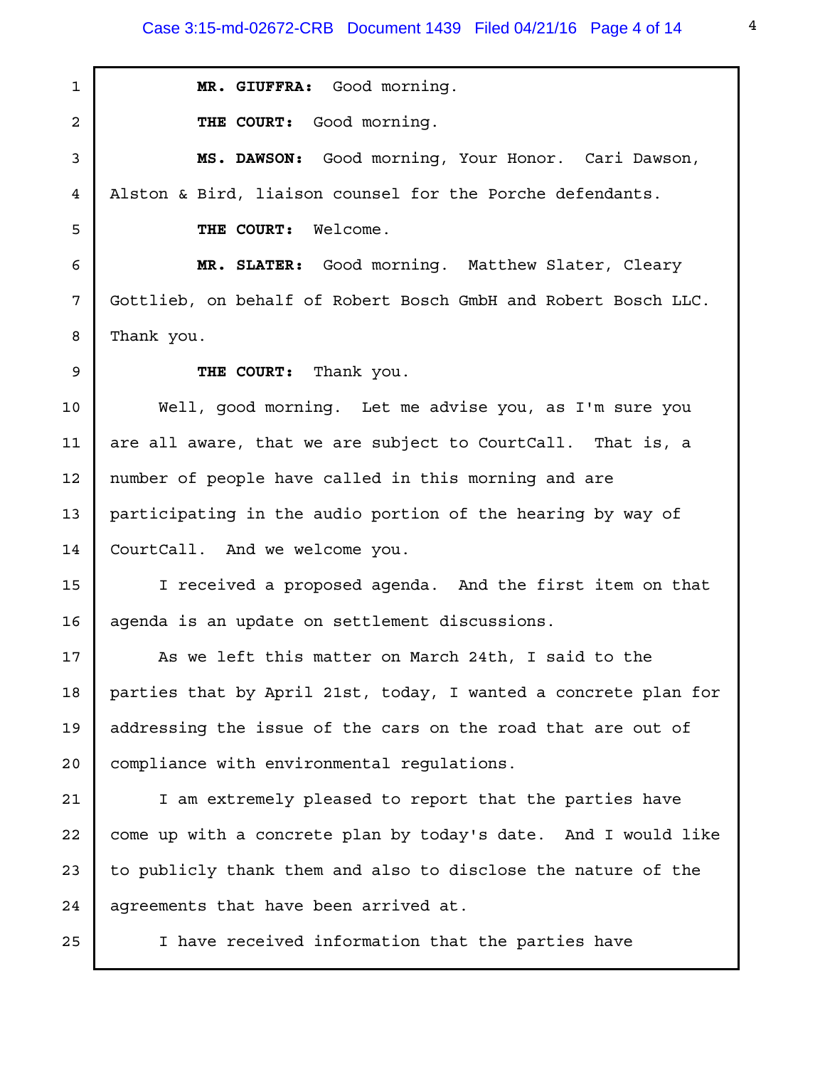**MR. GIUFFRA:** Good morning.

**THE COURT:** Good morning.

**MS. DAWSON:** Good morning, Your Honor. Cari Dawson, Alston & Bird, liaison counsel for the Porche defendants.

**THE COURT:** Welcome.

**MR. SLATER:** Good morning. Matthew Slater, Cleary Gottlieb, on behalf of Robert Bosch GmbH and Robert Bosch LLC. Thank you.

**THE COURT:** Thank you.

Well, good morning. Let me advise you, as I'm sure you are all aware, that we are subject to CourtCall. That is, a number of people have called in this morning and are participating in the audio portion of the hearing by way of CourtCall. And we welcome you.

I received a proposed agenda. And the first item on that agenda is an update on settlement discussions.

As we left this matter on March 24th, I said to the parties that by April 21st, today, I wanted a concrete plan for addressing the issue of the cars on the road that are out of compliance with environmental regulations.

I am extremely pleased to report that the parties have come up with a concrete plan by today's date. And I would like to publicly thank them and also to disclose the nature of the agreements that have been arrived at.

I have received information that the parties have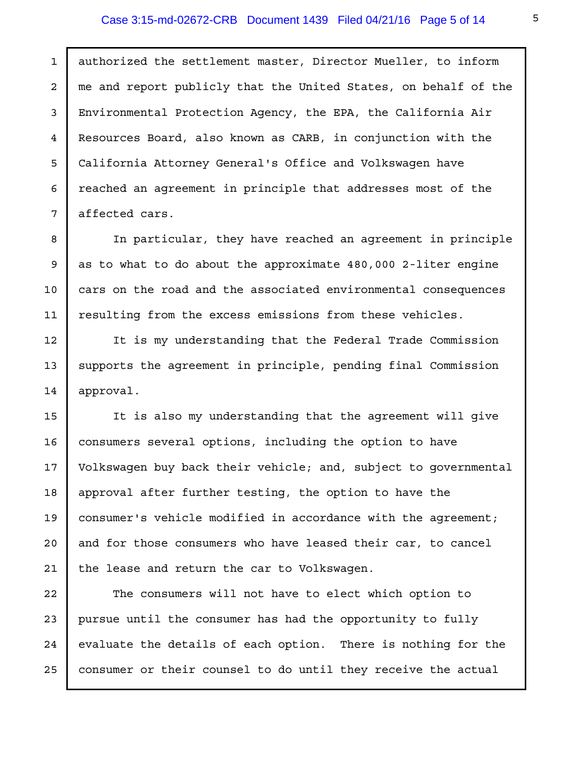authorized the settlement master, Director Mueller, to inform me and report publicly that the United States, on behalf of the Environmental Protection Agency, the EPA, the California Air Resources Board, also known as CARB, in conjunction with the California Attorney General's Office and Volkswagen have reached an agreement in principle that addresses most of the affected cars.

In particular, they have reached an agreement in principle as to what to do about the approximate 480,000 2-liter engine cars on the road and the associated environmental consequences resulting from the excess emissions from these vehicles.

It is my understanding that the Federal Trade Commission supports the agreement in principle, pending final Commission approval.

It is also my understanding that the agreement will give consumers several options, including the option to have Volkswagen buy back their vehicle; and, subject to governmental approval after further testing, the option to have the consumer's vehicle modified in accordance with the agreement; and for those consumers who have leased their car, to cancel the lease and return the car to Volkswagen.

The consumers will not have to elect which option to pursue until the consumer has had the opportunity to fully evaluate the details of each option. There is nothing for the consumer or their counsel to do until they receive the actual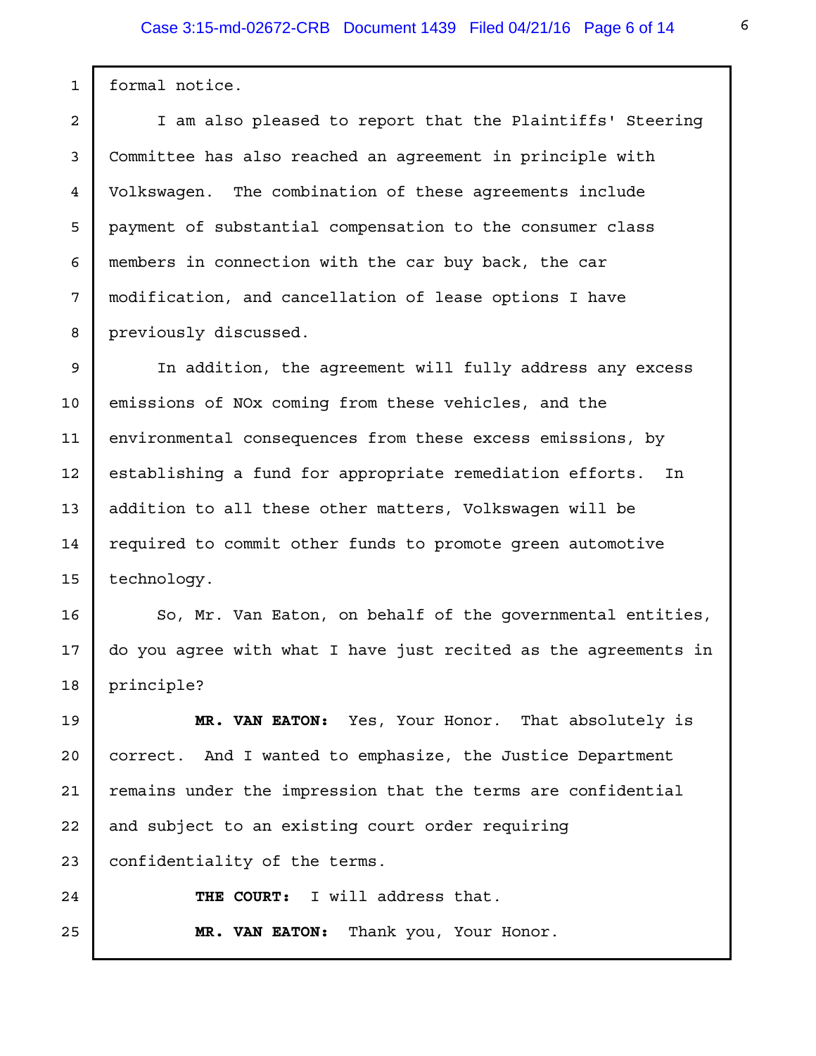formal notice.

I am also pleased to report that the Plaintiffs' Steering Committee has also reached an agreement in principle with Volkswagen. The combination of these agreements include payment of substantial compensation to the consumer class members in connection with the car buy back, the car modification, and cancellation of lease options I have previously discussed.

In addition, the agreement will fully address any excess emissions of NOx coming from these vehicles, and the environmental consequences from these excess emissions, by establishing a fund for appropriate remediation efforts. In addition to all these other matters, Volkswagen will be required to commit other funds to promote green automotive technology.

So, Mr. Van Eaton, on behalf of the governmental entities, do you agree with what I have just recited as the agreements in principle?

**MR. VAN EATON:** Yes, Your Honor. That absolutely is correct. And I wanted to emphasize, the Justice Department remains under the impression that the terms are confidential and subject to an existing court order requiring confidentiality of the terms.

**THE COURT:** I will address that.

**MR. VAN EATON:** Thank you, Your Honor.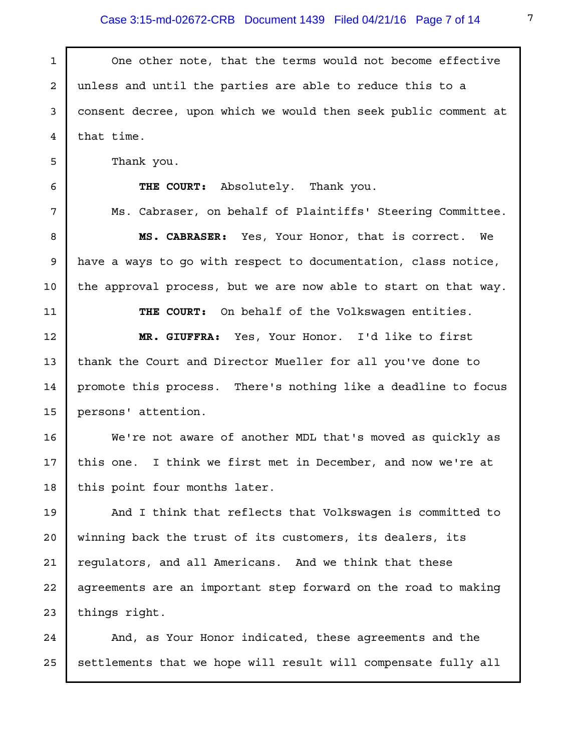One other note, that the terms would not become effective unless and until the parties are able to reduce this to a consent decree, upon which we would then seek public comment at that time.

Thank you.

**THE COURT:** Absolutely. Thank you.

Ms. Cabraser, on behalf of Plaintiffs' Steering Committee.

**MS. CABRASER:** Yes, Your Honor, that is correct. We have a ways to go with respect to documentation, class notice, the approval process, but we are now able to start on that way.

**THE COURT:** On behalf of the Volkswagen entities.

**MR. GIUFFRA:** Yes, Your Honor. I'd like to first thank the Court and Director Mueller for all you've done to promote this process. There's nothing like a deadline to focus persons' attention.

We're not aware of another MDL that's moved as quickly as this one. I think we first met in December, and now we're at this point four months later.

And I think that reflects that Volkswagen is committed to winning back the trust of its customers, its dealers, its regulators, and all Americans. And we think that these agreements are an important step forward on the road to making things right.

And, as Your Honor indicated, these agreements and the settlements that we hope will result will compensate fully all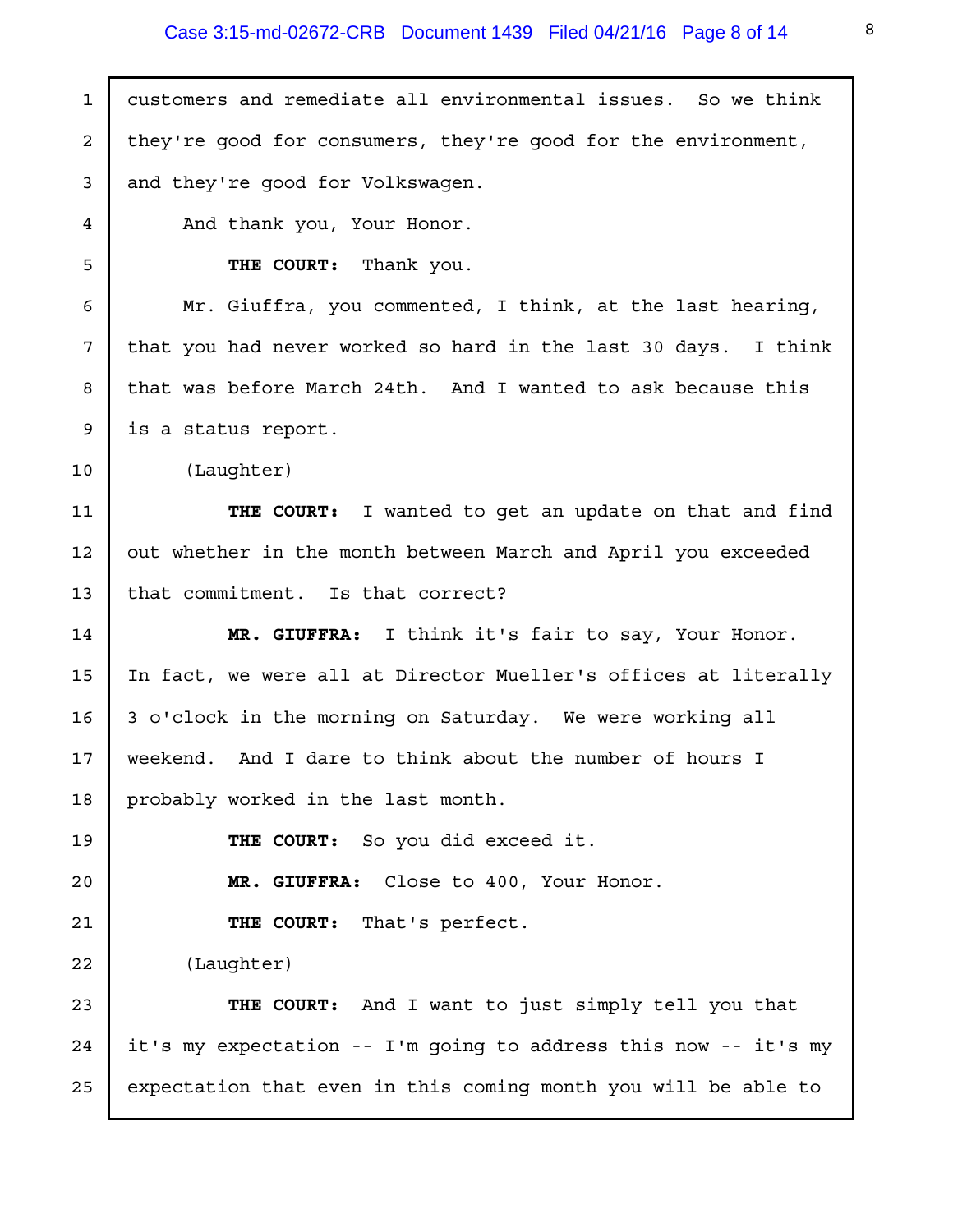customers and remediate all environmental issues. So we think they're good for consumers, they're good for the environment, and they're good for Volkswagen.

And thank you, Your Honor.

**THE COURT:** Thank you.

Mr. Giuffra, you commented, I think, at the last hearing, that you had never worked so hard in the last 30 days. I think that was before March 24th. And I wanted to ask because this is a status report.

(Laughter)

**THE COURT:** I wanted to get an update on that and find out whether in the month between March and April you exceeded that commitment. Is that correct?

**MR. GIUFFRA:** I think it's fair to say, Your Honor. In fact, we were all at Director Mueller's offices at literally 3 o'clock in the morning on Saturday. We were working all weekend. And I dare to think about the number of hours I probably worked in the last month.

**THE COURT:** So you did exceed it.

**MR. GIUFFRA:** Close to 400, Your Honor.

**THE COURT:** That's perfect.

(Laughter)

**THE COURT:** And I want to just simply tell you that it's my expectation -- I'm going to address this now -- it's my expectation that even in this coming month you will be able to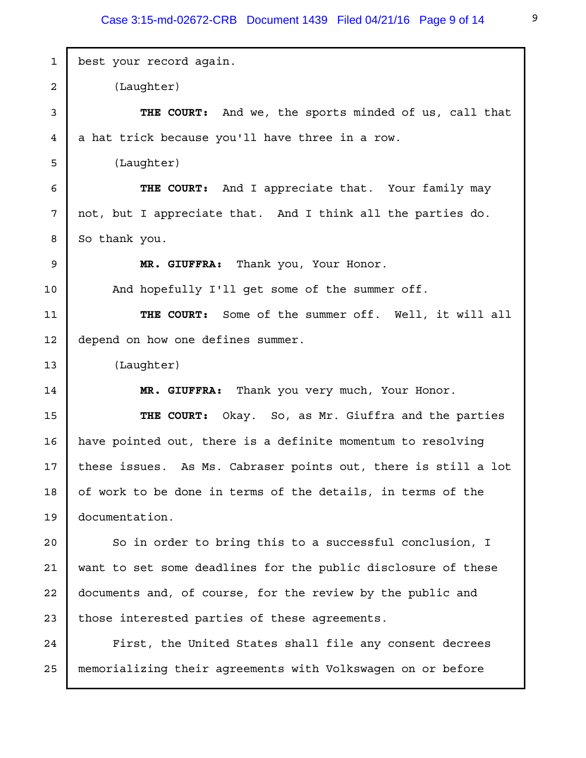best your record again.

(Laughter)

**THE COURT:** And we, the sports minded of us, call that a hat trick because you'll have three in a row.

(Laughter)

**THE COURT:** And I appreciate that. Your family may not, but I appreciate that. And I think all the parties do. So thank you.

**MR. GIUFFRA:** Thank you, Your Honor.

And hopefully I'll get some of the summer off.

**THE COURT:** Some of the summer off. Well, it will all depend on how one defines summer.

(Laughter)

**MR. GIUFFRA:** Thank you very much, Your Honor.

**THE COURT:** Okay. So, as Mr. Giuffra and the parties have pointed out, there is a definite momentum to resolving these issues. As Ms. Cabraser points out, there is still a lot of work to be done in terms of the details, in terms of the documentation.

So in order to bring this to a successful conclusion, I want to set some deadlines for the public disclosure of these documents and, of course, for the review by the public and those interested parties of these agreements.

First, the United States shall file any consent decrees memorializing their agreements with Volkswagen on or before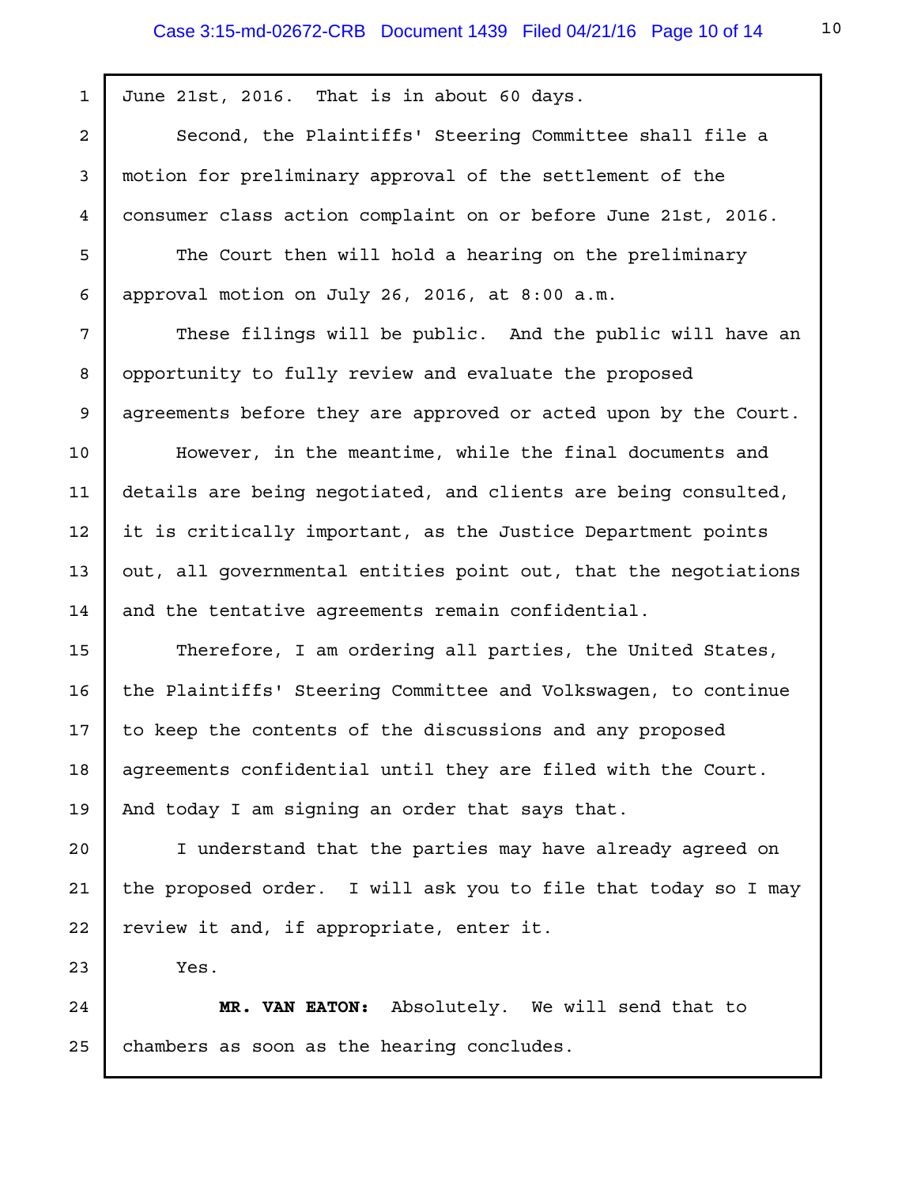June 21st, 2016. That is in about 60 days.

Second, the Plaintiffs' Steering Committee shall file a motion for preliminary approval of the settlement of the consumer class action complaint on or before June 21st, 2016.

The Court then will hold a hearing on the preliminary approval motion on July 26, 2016, at 8:00 a.m.

These filings will be public. And the public will have an opportunity to fully review and evaluate the proposed agreements before they are approved or acted upon by the Court.

However, in the meantime, while the final documents and details are being negotiated, and clients are being consulted, it is critically important, as the Justice Department points out, all governmental entities point out, that the negotiations and the tentative agreements remain confidential.

Therefore, I am ordering all parties, the United States, the Plaintiffs' Steering Committee and Volkswagen, to continue to keep the contents of the discussions and any proposed agreements confidential until they are filed with the Court. And today I am signing an order that says that.

I understand that the parties may have already agreed on the proposed order. I will ask you to file that today so I may review it and, if appropriate, enter it.

Yes.

**MR. VAN EATON:** Absolutely. We will send that to chambers as soon as the hearing concludes.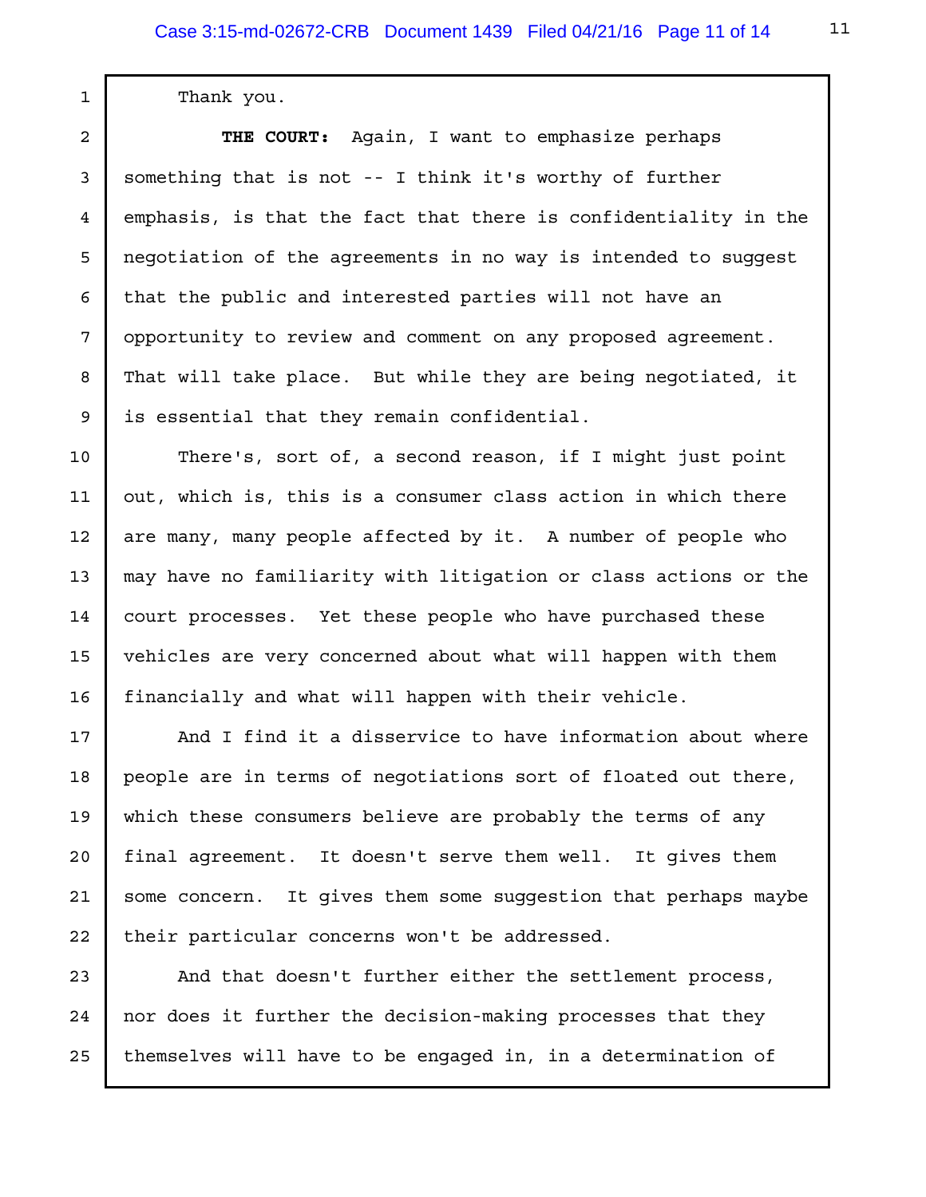Thank you.

**THE COURT:** Again, I want to emphasize perhaps something that is not -- I think it's worthy of further emphasis, is that the fact that there is confidentiality in the negotiation of the agreements in no way is intended to suggest that the public and interested parties will not have an opportunity to review and comment on any proposed agreement. That will take place. But while they are being negotiated, it is essential that they remain confidential.

There's, sort of, a second reason, if I might just point out, which is, this is a consumer class action in which there are many, many people affected by it. A number of people who may have no familiarity with litigation or class actions or the court processes. Yet these people who have purchased these vehicles are very concerned about what will happen with them financially and what will happen with their vehicle.

And I find it a disservice to have information about where people are in terms of negotiations sort of floated out there, which these consumers believe are probably the terms of any final agreement. It doesn't serve them well. It gives them some concern. It gives them some suggestion that perhaps maybe their particular concerns won't be addressed.

And that doesn't further either the settlement process, nor does it further the decision-making processes that they themselves will have to be engaged in, in a determination of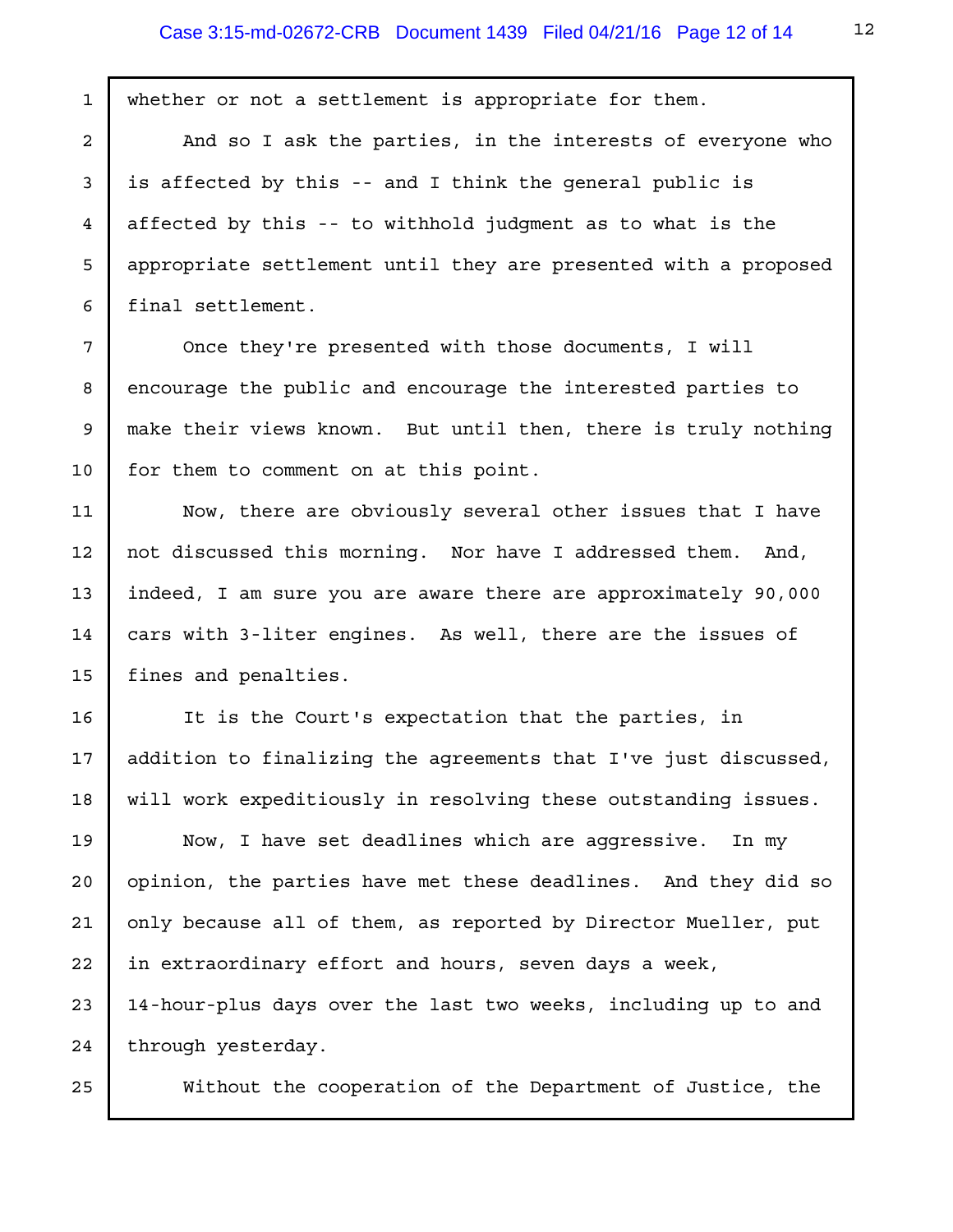whether or not a settlement is appropriate for them.

And so I ask the parties, in the interests of everyone who is affected by this -- and I think the general public is affected by this -- to withhold judgment as to what is the appropriate settlement until they are presented with a proposed final settlement.

Once they're presented with those documents, I will encourage the public and encourage the interested parties to make their views known. But until then, there is truly nothing for them to comment on at this point.

Now, there are obviously several other issues that I have not discussed this morning. Nor have I addressed them. And, indeed, I am sure you are aware there are approximately 90,000 cars with 3-liter engines. As well, there are the issues of fines and penalties.

It is the Court's expectation that the parties, in addition to finalizing the agreements that I've just discussed, will work expeditiously in resolving these outstanding issues.

Now, I have set deadlines which are aggressive. In my opinion, the parties have met these deadlines. And they did so only because all of them, as reported by Director Mueller, put in extraordinary effort and hours, seven days a week, 14-hour-plus days over the last two weeks, including up to and through yesterday.

Without the cooperation of the Department of Justice, the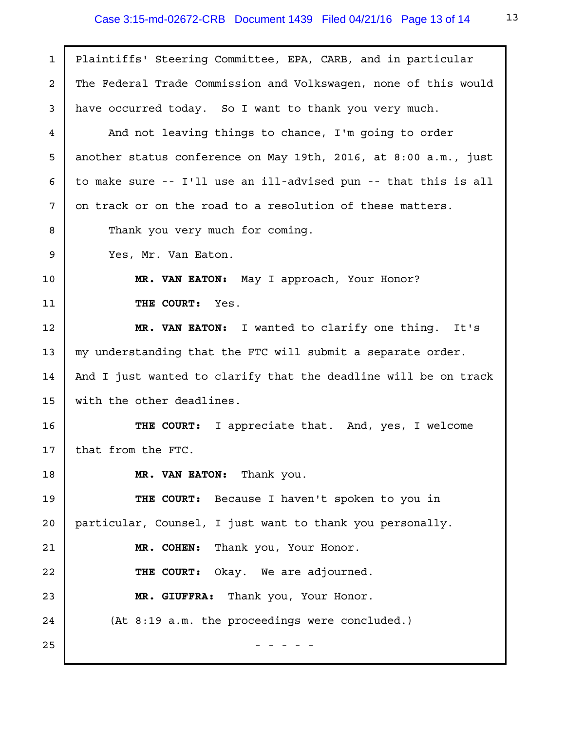Plaintiffs' Steering Committee, EPA, CARB, and in particular The Federal Trade Commission and Volkswagen, none of this would have occurred today. So I want to thank you very much.

And not leaving things to chance, I'm going to order another status conference on May 19th, 2016, at 8:00 a.m., just to make sure -- I'll use an ill-advised pun -- that this is all on track or on the road to a resolution of these matters.

Thank you very much for coming.

Yes, Mr. Van Eaton.

**MR. VAN EATON:** May I approach, Your Honor?

**THE COURT:** Yes.

**MR. VAN EATON:** I wanted to clarify one thing. It's my understanding that the FTC will submit a separate order. And I just wanted to clarify that the deadline will be on track with the other deadlines.

**THE COURT:** I appreciate that. And, yes, I welcome that from the FTC.

**MR. VAN EATON:** Thank you.

**THE COURT:** Because I haven't spoken to you in particular, Counsel, I just want to thank you personally.

**MR. COHEN:** Thank you, Your Honor.

**THE COURT:** Okay. We are adjourned.

**MR. GIUFFRA:** Thank you, Your Honor.

(At 8:19 a.m. the proceedings were concluded.)

\- - - - -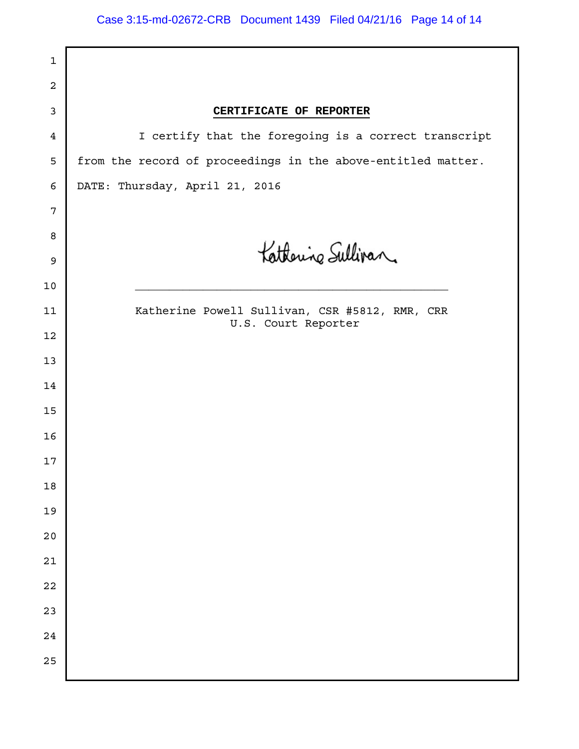## CERTIFICATE OF REPORTER

I certify that the foregoing is a correct transcript from the record of proceedings in the above-entitled matter.

DATE: Thursday, April 21, 2016

Katherine Sullivan

_______________________________________________

Katherine Powell Sullivan, CSR #5812, RMR, CRR
U.S. Court Reporter